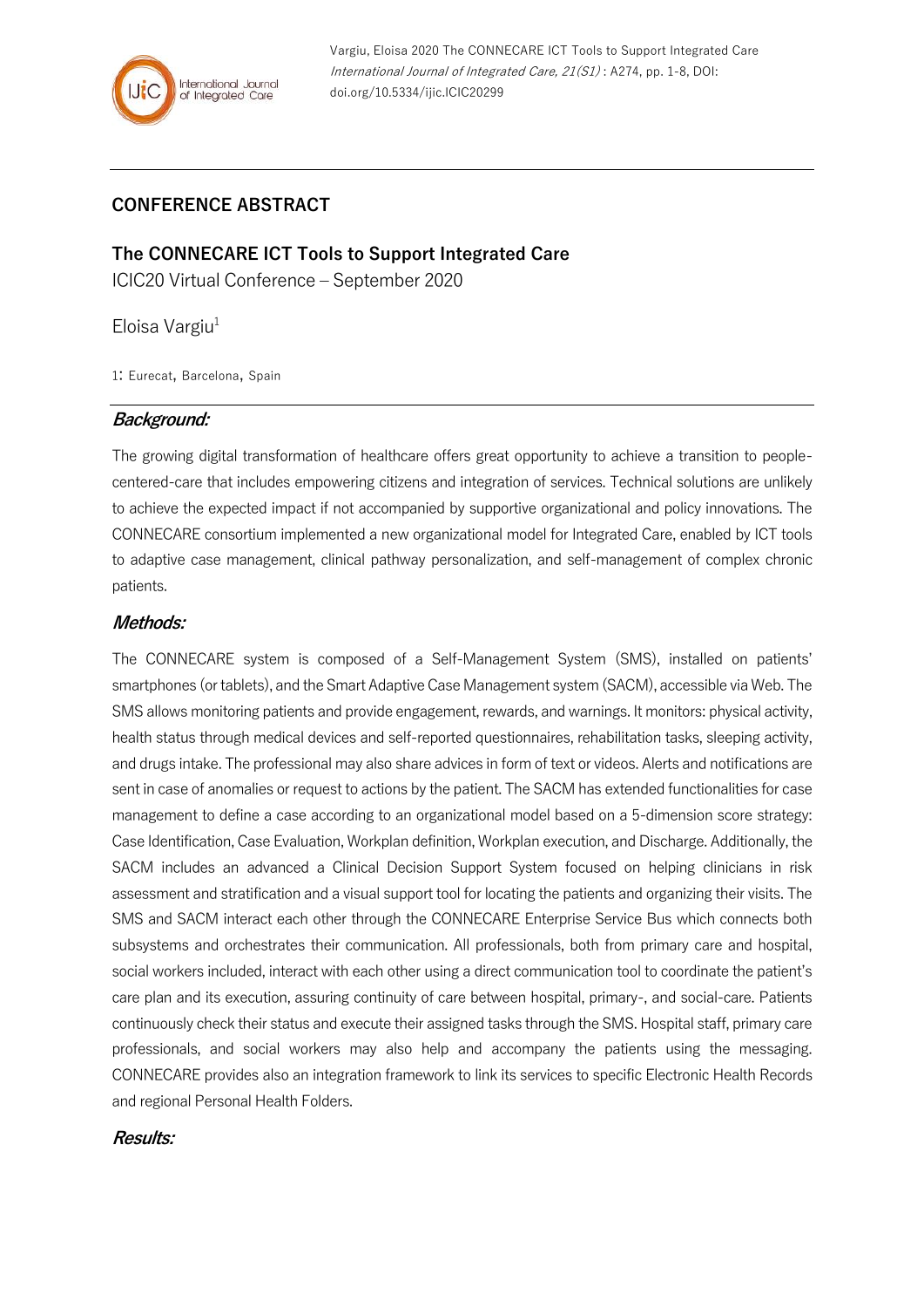## CONFERENCE ABSTRACT

# The CONNECARE ICT Tools to Support Integrated Care

ICIC20 Virtual Conference – September 2020

Eloisa Vargiu[1]

1: Eurecat, Barcelona, Spain

### *Background:*

The growing digital transformation of healthcare offers great opportunity to achieve a transition to people-centered-care that includes empowering citizens and integration of services. Technical solutions are unlikely to achieve the expected impact if not accompanied by supportive organizational and policy innovations. The CONNECARE consortium implemented a new organizational model for Integrated Care, enabled by ICT tools to adaptive case management, clinical pathway personalization, and self-management of complex chronic patients.

### *Methods:*

The CONNECARE system is composed of a Self-Management System (SMS), installed on patients' smartphones (or tablets), and the Smart Adaptive Case Management system (SACM), accessible via Web. The SMS allows monitoring patients and provide engagement, rewards, and warnings. It monitors: physical activity, health status through medical devices and self-reported questionnaires, rehabilitation tasks, sleeping activity, and drugs intake. The professional may also share advices in form of text or videos. Alerts and notifications are sent in case of anomalies or request to actions by the patient. The SACM has extended functionalities for case management to define a case according to an organizational model based on a 5-dimension score strategy: Case Identification, Case Evaluation, Workplan definition, Workplan execution, and Discharge. Additionally, the SACM includes an advanced a Clinical Decision Support System focused on helping clinicians in risk assessment and stratification and a visual support tool for locating the patients and organizing their visits. The SMS and SACM interact each other through the CONNECARE Enterprise Service Bus which connects both subsystems and orchestrates their communication. All professionals, both from primary care and hospital, social workers included, interact with each other using a direct communication tool to coordinate the patient's care plan and its execution, assuring continuity of care between hospital, primary-, and social-care. Patients continuously check their status and execute their assigned tasks through the SMS. Hospital staff, primary care professionals, and social workers may also help and accompany the patients using the messaging. CONNECARE provides also an integration framework to link its services to specific Electronic Health Records and regional Personal Health Folders.

### *Results:*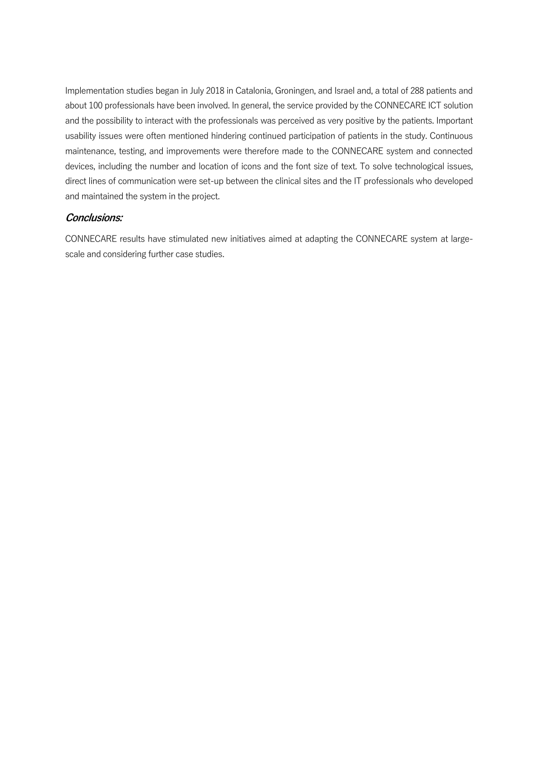Implementation studies began in July 2018 in Catalonia, Groningen, and Israel and, a total of 288 patients and about 100 professionals have been involved. In general, the service provided by the CONNECARE ICT solution and the possibility to interact with the professionals was perceived as very positive by the patients. Important usability issues were often mentioned hindering continued participation of patients in the study. Continuous maintenance, testing, and improvements were therefore made to the CONNECARE system and connected devices, including the number and location of icons and the font size of text. To solve technological issues, direct lines of communication were set-up between the clinical sites and the IT professionals who developed and maintained the system in the project.

### *Conclusions:*

CONNECARE results have stimulated new initiatives aimed at adapting the CONNECARE system at large-scale and considering further case studies.